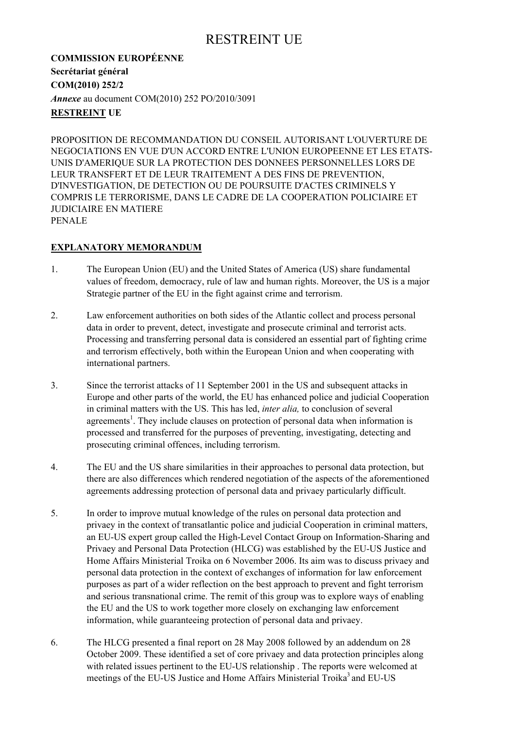# RESTREINT UE

**COMMISSION EUROPÉENNE**

**Secrétariat général**

**COM(2010) 252/2**

***Annexe*** au document COM(2010) 252 PO/2010/3091

**RESTREINT UE**

PROPOSITION DE RECOMMANDATION DU CONSEIL AUTORISANT L'OUVERTURE DE NEGOCIATIONS EN VUE D'UN ACCORD ENTRE L'UNION EUROPEENNE ET LES ETATS-UNIS D'AMERIQUE SUR LA PROTECTION DES DONNEES PERSONNELLES LORS DE LEUR TRANSFERT ET DE LEUR TRAITEMENT A DES FINS DE PREVENTION, D'INVESTIGATION, DE DETECTION OU DE POURSUITE D'ACTES CRIMINELS Y COMPRIS LE TERRORISME, DANS LE CADRE DE LA COOPERATION POLICIAIRE ET JUDICIAIRE EN MATIERE PENALE

## EXPLANATORY MEMORANDUM

1. The European Union (EU) and the United States of America (US) share fundamental values of freedom, democracy, rule of law and human rights. Moreover, the US is a major Strategie partner of the EU in the fight against crime and terrorism.

2. Law enforcement authorities on both sides of the Atlantic collect and process personal data in order to prevent, detect, investigate and prosecute criminal and terrorist acts. Processing and transferring personal data is considered an essential part of fighting crime and terrorism effectively, both within the European Union and when cooperating with international partners.

3. Since the terrorist attacks of 11 September 2001 in the US and subsequent attacks in Europe and other parts of the world, the EU has enhanced police and judicial Cooperation in criminal matters with the US. This has led, *inter alia,* to conclusion of several agreements[1]. They include clauses on protection of personal data when information is processed and transferred for the purposes of preventing, investigating, detecting and prosecuting criminal offences, including terrorism.

4. The EU and the US share similarities in their approaches to personal data protection, but there are also differences which rendered negotiation of the aspects of the aforementioned agreements addressing protection of personal data and privaey particularly difficult.

5. In order to improve mutual knowledge of the rules on personal data protection and privaey in the context of transatlantic police and judicial Cooperation in criminal matters, an EU-US expert group called the High-Level Contact Group on Information-Sharing and Privaey and Personal Data Protection (HLCG) was established by the EU-US Justice and Home Affairs Ministerial Troika on 6 November 2006. Its aim was to discuss privaey and personal data protection in the context of exchanges of information for law enforcement purposes as part of a wider reflection on the best approach to prevent and fight terrorism and serious transnational crime. The remit of this group was to explore ways of enabling the EU and the US to work together more closely on exchanging law enforcement information, while guaranteeing protection of personal data and privaey.

6. The HLCG presented a final report on 28 May 2008 followed by an addendum on 28 October 2009. These identified a set of core privaey and data protection principles along with related issues pertinent to the EU-US relationship . The reports were welcomed at meetings of the EU-US Justice and Home Affairs Ministerial Troika[3] and EU-US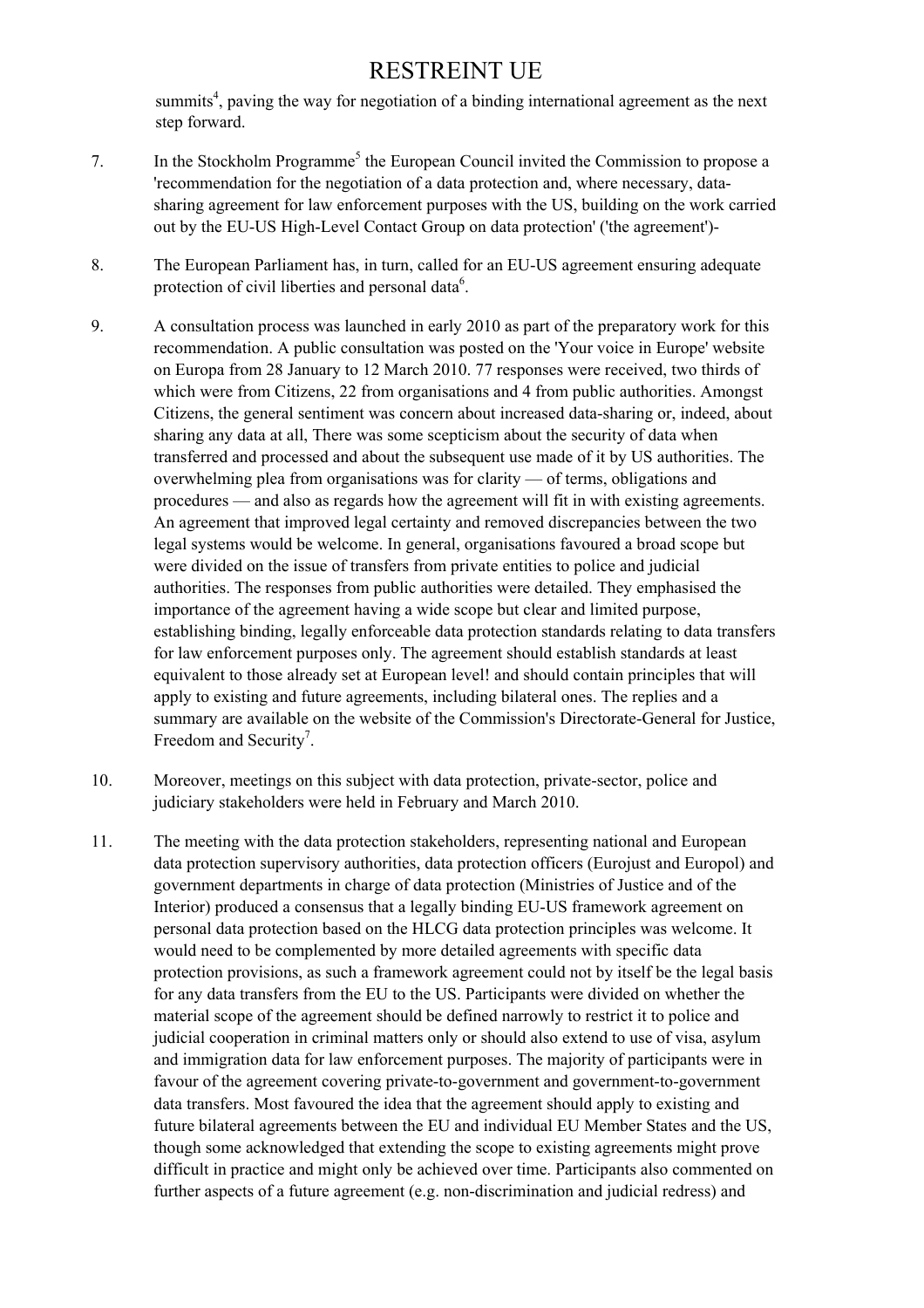summits[4], paving the way for negotiation of a binding international agreement as the next step forward.

7. In the Stockholm Programme[5] the European Council invited the Commission to propose a 'recommendation for the negotiation of a data protection and, where necessary, data-sharing agreement for law enforcement purposes with the US, building on the work carried out by the EU-US High-Level Contact Group on data protection' ('the agreement')-

8. The European Parliament has, in turn, called for an EU-US agreement ensuring adequate protection of civil liberties and personal data[6].

9. A consultation process was launched in early 2010 as part of the preparatory work for this recommendation. A public consultation was posted on the 'Your voice in Europe' website on Europa from 28 January to 12 March 2010. 77 responses were received, two thirds of which were from Citizens, 22 from organisations and 4 from public authorities. Amongst Citizens, the general sentiment was concern about increased data-sharing or, indeed, about sharing any data at all, There was some scepticism about the security of data when transferred and processed and about the subsequent use made of it by US authorities. The overwhelming plea from organisations was for clarity — of terms, obligations and procedures — and also as regards how the agreement will fit in with existing agreements. An agreement that improved legal certainty and removed discrepancies between the two legal systems would be welcome. In general, organisations favoured a broad scope but were divided on the issue of transfers from private entities to police and judicial authorities. The responses from public authorities were detailed. They emphasised the importance of the agreement having a wide scope but clear and limited purpose, establishing binding, legally enforceable data protection standards relating to data transfers for law enforcement purposes only. The agreement should establish standards at least equivalent to those already set at European level! and should contain principles that will apply to existing and future agreements, including bilateral ones. The replies and a summary are available on the website of the Commission's Directorate-General for Justice, Freedom and Security[7].

10. Moreover, meetings on this subject with data protection, private-sector, police and judiciary stakeholders were held in February and March 2010.

11. The meeting with the data protection stakeholders, representing national and European data protection supervisory authorities, data protection officers (Eurojust and Europol) and government departments in charge of data protection (Ministries of Justice and of the Interior) produced a consensus that a legally binding EU-US framework agreement on personal data protection based on the HLCG data protection principles was welcome. It would need to be complemented by more detailed agreements with specific data protection provisions, as such a framework agreement could not by itself be the legal basis for any data transfers from the EU to the US. Participants were divided on whether the material scope of the agreement should be defined narrowly to restrict it to police and judicial cooperation in criminal matters only or should also extend to use of visa, asylum and immigration data for law enforcement purposes. The majority of participants were in favour of the agreement covering private-to-government and government-to-government data transfers. Most favoured the idea that the agreement should apply to existing and future bilateral agreements between the EU and individual EU Member States and the US, though some acknowledged that extending the scope to existing agreements might prove difficult in practice and might only be achieved over time. Participants also commented on further aspects of a future agreement (e.g. non-discrimination and judicial redress) and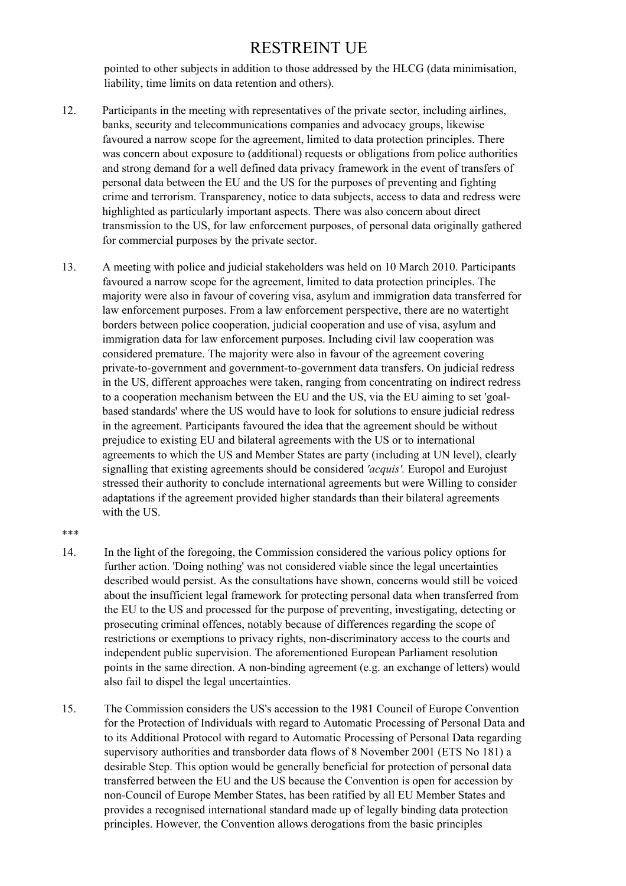pointed to other subjects in addition to those addressed by the HLCG (data minimisation, liability, time limits on data retention and others).

12. Participants in the meeting with representatives of the private sector, including airlines, banks, security and telecommunications companies and advocacy groups, likewise favoured a narrow scope for the agreement, limited to data protection principles. There was concern about exposure to (additional) requests or obligations from police authorities and strong demand for a well defined data privacy framework in the event of transfers of personal data between the EU and the US for the purposes of preventing and fighting crime and terrorism. Transparency, notice to data subjects, access to data and redress were highlighted as particularly important aspects. There was also concern about direct transmission to the US, for law enforcement purposes, of personal data originally gathered for commercial purposes by the private sector.

13. A meeting with police and judicial stakeholders was held on 10 March 2010. Participants favoured a narrow scope for the agreement, limited to data protection principles. The majority were also in favour of covering visa, asylum and immigration data transferred for law enforcement purposes. From a law enforcement perspective, there are no watertight borders between police cooperation, judicial cooperation and use of visa, asylum and immigration data for law enforcement purposes. Including civil law cooperation was considered premature. The majority were also in favour of the agreement covering private-to-government and government-to-government data transfers. On judicial redress in the US, different approaches were taken, ranging from concentrating on indirect redress to a cooperation mechanism between the EU and the US, via the EU aiming to set 'goal-based standards' where the US would have to look for solutions to ensure judicial redress in the agreement. Participants favoured the idea that the agreement should be without prejudice to existing EU and bilateral agreements with the US or to international agreements to which the US and Member States are party (including at UN level), clearly signalling that existing agreements should be considered *'acquis'*. Europol and Eurojust stressed their authority to conclude international agreements but were Willing to consider adaptations if the agreement provided higher standards than their bilateral agreements with the US.

***

14. In the light of the foregoing, the Commission considered the various policy options for further action. 'Doing nothing' was not considered viable since the legal uncertainties described would persist. As the consultations have shown, concerns would still be voiced about the insufficient legal framework for protecting personal data when transferred from the EU to the US and processed for the purpose of preventing, investigating, detecting or prosecuting criminal offences, notably because of differences regarding the scope of restrictions or exemptions to privacy rights, non-discriminatory access to the courts and independent public supervision. The aforementioned European Parliament resolution points in the same direction. A non-binding agreement (e.g. an exchange of letters) would also fail to dispel the legal uncertainties.

15. The Commission considers the US's accession to the 1981 Council of Europe Convention for the Protection of Individuals with regard to Automatic Processing of Personal Data and to its Additional Protocol with regard to Automatic Processing of Personal Data regarding supervisory authorities and transborder data flows of 8 November 2001 (ETS No 181) a desirable Step. This option would be generally beneficial for protection of personal data transferred between the EU and the US because the Convention is open for accession by non-Council of Europe Member States, has been ratified by all EU Member States and provides a recognised international standard made up of legally binding data protection principles. However, the Convention allows derogations from the basic principles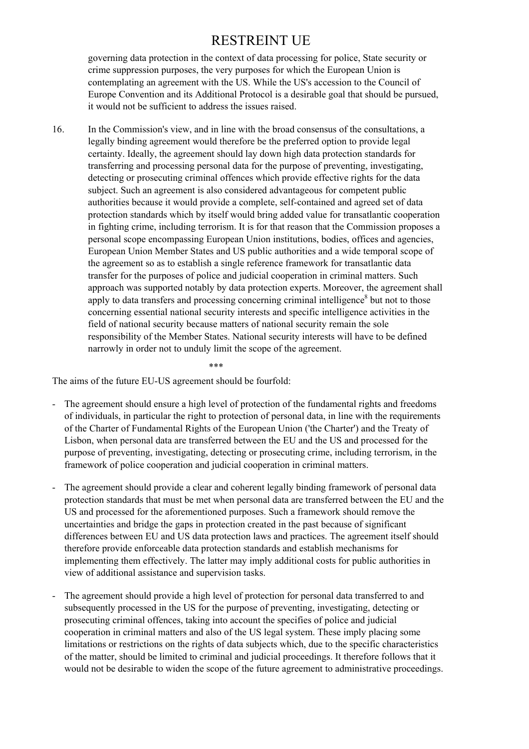governing data protection in the context of data processing for police, State security or crime suppression purposes, the very purposes for which the European Union is contemplating an agreement with the US. While the US's accession to the Council of Europe Convention and its Additional Protocol is a desirable goal that should be pursued, it would not be sufficient to address the issues raised.

16. In the Commission's view, and in line with the broad consensus of the consultations, a legally binding agreement would therefore be the preferred option to provide legal certainty. Ideally, the agreement should lay down high data protection standards for transferring and processing personal data for the purpose of preventing, investigating, detecting or prosecuting criminal offences which provide effective rights for the data subject. Such an agreement is also considered advantageous for competent public authorities because it would provide a complete, self-contained and agreed set of data protection standards which by itself would bring added value for transatlantic cooperation in fighting crime, including terrorism. It is for that reason that the Commission proposes a personal scope encompassing European Union institutions, bodies, offices and agencies, European Union Member States and US public authorities and a wide temporal scope of the agreement so as to establish a single reference framework for transatlantic data transfer for the purposes of police and judicial cooperation in criminal matters. Such approach was supported notably by data protection experts. Moreover, the agreement shall apply to data transfers and processing concerning criminal intelligence[8] but not to those concerning essential national security interests and specific intelligence activities in the field of national security because matters of national security remain the sole responsibility of the Member States. National security interests will have to be defined narrowly in order not to unduly limit the scope of the agreement.

\*\*\*

The aims of the future EU-US agreement should be fourfold:

- The agreement should ensure a high level of protection of the fundamental rights and freedoms of individuals, in particular the right to protection of personal data, in line with the requirements of the Charter of Fundamental Rights of the European Union ('the Charter') and the Treaty of Lisbon, when personal data are transferred between the EU and the US and processed for the purpose of preventing, investigating, detecting or prosecuting crime, including terrorism, in the framework of police cooperation and judicial cooperation in criminal matters.

- The agreement should provide a clear and coherent legally binding framework of personal data protection standards that must be met when personal data are transferred between the EU and the US and processed for the aforementioned purposes. Such a framework should remove the uncertainties and bridge the gaps in protection created in the past because of significant differences between EU and US data protection laws and practices. The agreement itself should therefore provide enforceable data protection standards and establish mechanisms for implementing them effectively. The latter may imply additional costs for public authorities in view of additional assistance and supervision tasks.

- The agreement should provide a high level of protection for personal data transferred to and subsequently processed in the US for the purpose of preventing, investigating, detecting or prosecuting criminal offences, taking into account the specifies of police and judicial cooperation in criminal matters and also of the US legal system. These imply placing some limitations or restrictions on the rights of data subjects which, due to the specific characteristics of the matter, should be limited to criminal and judicial proceedings. It therefore follows that it would not be desirable to widen the scope of the future agreement to administrative proceedings.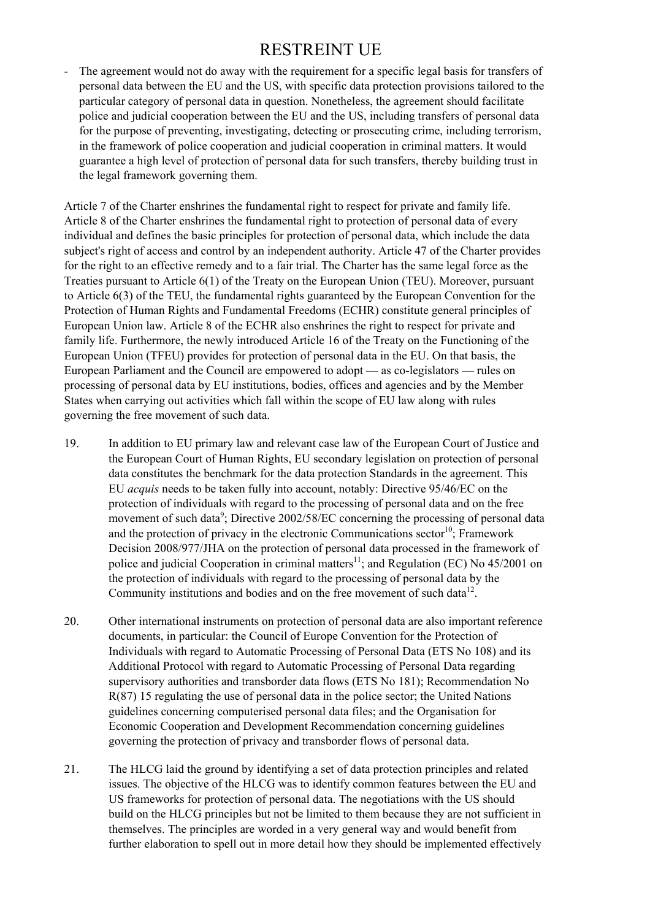- The agreement would not do away with the requirement for a specific legal basis for transfers of personal data between the EU and the US, with specific data protection provisions tailored to the particular category of personal data in question. Nonetheless, the agreement should facilitate police and judicial cooperation between the EU and the US, including transfers of personal data for the purpose of preventing, investigating, detecting or prosecuting crime, including terrorism, in the framework of police cooperation and judicial cooperation in criminal matters. It would guarantee a high level of protection of personal data for such transfers, thereby building trust in the legal framework governing them.

Article 7 of the Charter enshrines the fundamental right to respect for private and family life. Article 8 of the Charter enshrines the fundamental right to protection of personal data of every individual and defines the basic principles for protection of personal data, which include the data subject's right of access and control by an independent authority. Article 47 of the Charter provides for the right to an effective remedy and to a fair trial. The Charter has the same legal force as the Treaties pursuant to Article 6(1) of the Treaty on the European Union (TEU). Moreover, pursuant to Article 6(3) of the TEU, the fundamental rights guaranteed by the European Convention for the Protection of Human Rights and Fundamental Freedoms (ECHR) constitute general principles of European Union law. Article 8 of the ECHR also enshrines the right to respect for private and family life. Furthermore, the newly introduced Article 16 of the Treaty on the Functioning of the European Union (TFEU) provides for protection of personal data in the EU. On that basis, the European Parliament and the Council are empowered to adopt — as co-legislators — rules on processing of personal data by EU institutions, bodies, offices and agencies and by the Member States when carrying out activities which fall within the scope of EU law along with rules governing the free movement of such data.

19. In addition to EU primary law and relevant case law of the European Court of Justice and the European Court of Human Rights, EU secondary legislation on protection of personal data constitutes the benchmark for the data protection Standards in the agreement. This EU *acquis* needs to be taken fully into account, notably: Directive 95/46/EC on the protection of individuals with regard to the processing of personal data and on the free movement of such data[9]; Directive 2002/58/EC concerning the processing of personal data and the protection of privacy in the electronic Communications sector[10]; Framework Decision 2008/977/JHA on the protection of personal data processed in the framework of police and judicial Cooperation in criminal matters[11]; and Regulation (EC) No 45/2001 on the protection of individuals with regard to the processing of personal data by the Community institutions and bodies and on the free movement of such data[12].

20. Other international instruments on protection of personal data are also important reference documents, in particular: the Council of Europe Convention for the Protection of Individuals with regard to Automatic Processing of Personal Data (ETS No 108) and its Additional Protocol with regard to Automatic Processing of Personal Data regarding supervisory authorities and transborder data flows (ETS No 181); Recommendation No R(87) 15 regulating the use of personal data in the police sector; the United Nations guidelines concerning computerised personal data files; and the Organisation for Economic Cooperation and Development Recommendation concerning guidelines governing the protection of privacy and transborder flows of personal data.

21. The HLCG laid the ground by identifying a set of data protection principles and related issues. The objective of the HLCG was to identify common features between the EU and US frameworks for protection of personal data. The negotiations with the US should build on the HLCG principles but not be limited to them because they are not sufficient in themselves. The principles are worded in a very general way and would benefit from further elaboration to spell out in more detail how they should be implemented effectively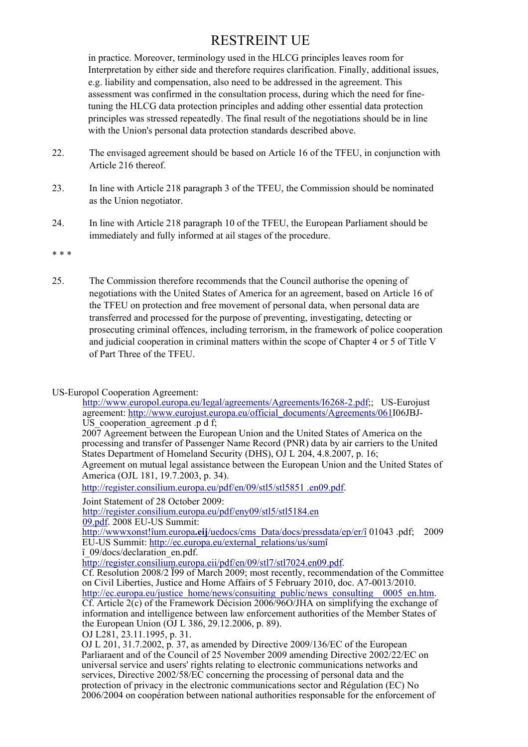in practice. Moreover, terminology used in the HLCG principles leaves room for Interpretation by either side and therefore requires clarification. Finally, additional issues, e.g. liability and compensation, also need to be addressed in the agreement. This assessment was confirmed in the consultation process, during which the need for fine-tuning the HLCG data protection principles and adding other essential data protection principles was stressed repeatedly. The final result of the negotiations should be in line with the Union's personal data protection standards described above.

22. The envisaged agreement should be based on Article 16 of the TFEU, in conjunction with Article 216 thereof.

23. In line with Article 218 paragraph 3 of the TFEU, the Commission should be nominated as the Union negotiator.

24. In line with Article 218 paragraph 10 of the TFEU, the European Parliament should be immediately and fully informed at ail stages of the procedure.

\* \* \*

25. The Commission therefore recommends that the Council authorise the opening of negotiations with the United States of America for an agreement, based on Article 16 of the TFEU on protection and free movement of personal data, when personal data are transferred and processed for the purpose of preventing, investigating, detecting or prosecuting criminal offences, including terrorism, in the framework of police cooperation and judicial cooperation in criminal matters within the scope of Chapter 4 or 5 of Title V of Part Three of the TFEU.

US-Europol Cooperation Agreement:
http://www.europol.europa.eu/Iegal/agreements/Agreements/I6268-2.pdf;; US-Eurojust agreement: http://www.eurojust.europa.eu/official_documents/Agreements/061I06JBJ-US_cooperation_agreement .p d f;
2007 Agreement between the European Union and the United States of America on the processing and transfer of Passenger Name Record (PNR) data by air carriers to the United States Department of Homeland Security (DHS), OJ L 204, 4.8.2007, p. 16;
Agreement on mutual legal assistance between the European Union and the United States of America (OJL 181, 19.7.2003, p. 34).
http://register.consilium.europa.eu/pdf/en/09/stl5/stl5851 .en09.pdf.
Joint Statement of 28 October 2009:
http://register.consilium.europa.eu/pdf/eny09/stl5/stl5184.en09.pdf. 2008 EU-US Summit:
http://wwwxonst!ium.europa.**eij**/uedocs/cms_Data/docs/pressdata/ep/er/î 01043 .pdf; 2009 EU-US Summit: http://ec.europa.eu/external_relations/us/sumî_09/docs/declaration_en.pdf.
http://register.consilium.europa.eii/pdf/en/09/stl7/stl7024.en09.pdf.
Cf. Resolution 2008/2 Ï99 of March 2009; most recently, recommendation of the Committee on Civil Liberties, Justice and Home Affairs of 5 February 2010, doc. A7-0013/2010.
http://ec.europa.eu/justice_home/news/consuiting_public/news_consulting__0005_en.htm.
Cf. Article 2(c) of the Framework Décision 2006/96O/JHA on simplifying the exchange of information and intelligence between law enforcement authorities of the Member States of the European Union (OJ L 386, 29.12.2006, p. 89).
OJ L281, 23.11.1995, p. 31.
OJ L 201, 31.7.2002, p. 37, as amended by Directive 2009/136/EC of the European Parliaraent and of the Council of 25 November 2009 amending Directive 2002/22/EC on universal service and users' rights relating to electronic communications networks and services, Directive 2002/58/EC concerning the processing of personal data and the protection of privacy in the electronic communications sector and Régulation (EC) No 2006/2004 on coopération between national authorities responsable for the enforcement of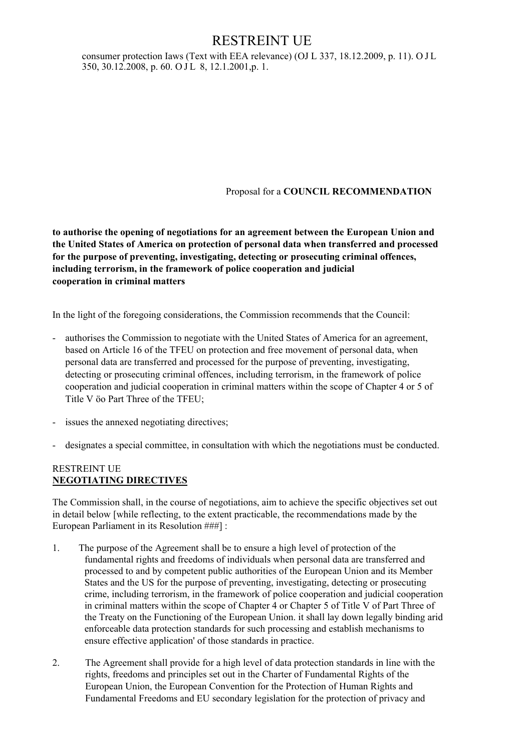# RESTREINT UE

consumer protection Iaws (Text with EEA relevance) (OJ L 337, 18.12.2009, p. 11). O J L 350, 30.12.2008, p. 60. O J L 8, 12.1.2001,p. 1.

Proposal for a **COUNCIL RECOMMENDATION**

**to authorise the opening of negotiations for an agreement between the European Union and the United States of America on protection of personal data when transferred and processed for the purpose of preventing, investigating, detecting or prosecuting criminal offences, including terrorism, in the framework of police cooperation and judicial cooperation in criminal matters**

In the light of the foregoing considerations, the Commission recommends that the Council:

- authorises the Commission to negotiate with the United States of America for an agreement, based on Article 16 of the TFEU on protection and free movement of personal data, when personal data are transferred and processed for the purpose of preventing, investigating, detecting or prosecuting criminal offences, including terrorism, in the framework of police cooperation and judicial cooperation in criminal matters within the scope of Chapter 4 or 5 of Title V öo Part Three of the TFEU;

- issues the annexed negotiating directives;

- designates a special committee, in consultation with which the negotiations must be conducted.

RESTREINT UE

**NEGOTIATING DIRECTIVES**

The Commission shall, in the course of negotiations, aim to achieve the specific objectives set out in detail below [while reflecting, to the extent practicable, the recommendations made by the European Parliament in its Resolution ###] :

1. The purpose of the Agreement shall be to ensure a high level of protection of the fundamental rights and freedoms of individuals when personal data are transferred and processed to and by competent public authorities of the European Union and its Member States and the US for the purpose of preventing, investigating, detecting or prosecuting crime, including terrorism, in the framework of police cooperation and judicial cooperation in criminal matters within the scope of Chapter 4 or Chapter 5 of Title V of Part Three of the Treaty on the Functioning of the European Union. it shall lay down legally binding arid enforceable data protection standards for such processing and establish mechanisms to ensure effective application' of those standards in practice.

2. The Agreement shall provide for a high level of data protection standards in line with the rights, freedoms and principles set out in the Charter of Fundamental Rights of the European Union, the European Convention for the Protection of Human Rights and Fundamental Freedoms and EU secondary legislation for the protection of privacy and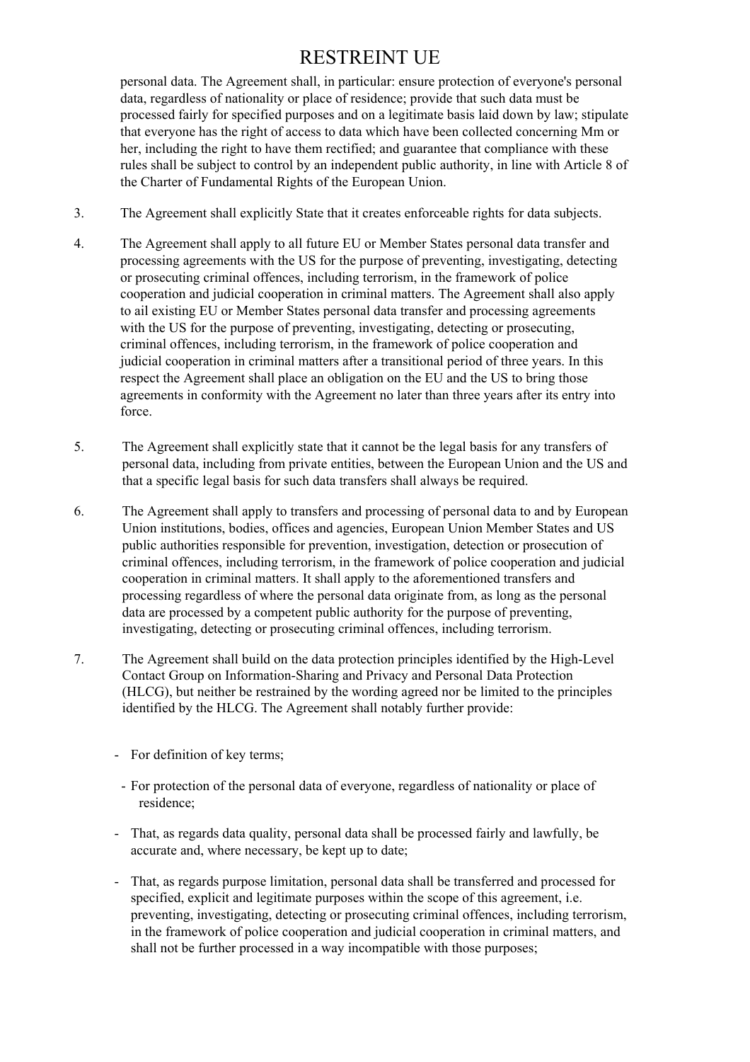personal data. The Agreement shall, in particular: ensure protection of everyone's personal data, regardless of nationality or place of residence; provide that such data must be processed fairly for specified purposes and on a legitimate basis laid down by law; stipulate that everyone has the right of access to data which have been collected concerning Mm or her, including the right to have them rectified; and guarantee that compliance with these rules shall be subject to control by an independent public authority, in line with Article 8 of the Charter of Fundamental Rights of the European Union.

3. The Agreement shall explicitly State that it creates enforceable rights for data subjects.

4. The Agreement shall apply to all future EU or Member States personal data transfer and processing agreements with the US for the purpose of preventing, investigating, detecting or prosecuting criminal offences, including terrorism, in the framework of police cooperation and judicial cooperation in criminal matters. The Agreement shall also apply to ail existing EU or Member States personal data transfer and processing agreements with the US for the purpose of preventing, investigating, detecting or prosecuting, criminal offences, including terrorism, in the framework of police cooperation and judicial cooperation in criminal matters after a transitional period of three years. In this respect the Agreement shall place an obligation on the EU and the US to bring those agreements in conformity with the Agreement no later than three years after its entry into force.

5. The Agreement shall explicitly state that it cannot be the legal basis for any transfers of personal data, including from private entities, between the European Union and the US and that a specific legal basis for such data transfers shall always be required.

6. The Agreement shall apply to transfers and processing of personal data to and by European Union institutions, bodies, offices and agencies, European Union Member States and US public authorities responsible for prevention, investigation, detection or prosecution of criminal offences, including terrorism, in the framework of police cooperation and judicial cooperation in criminal matters. It shall apply to the aforementioned transfers and processing regardless of where the personal data originate from, as long as the personal data are processed by a competent public authority for the purpose of preventing, investigating, detecting or prosecuting criminal offences, including terrorism.

7. The Agreement shall build on the data protection principles identified by the High-Level Contact Group on Information-Sharing and Privacy and Personal Data Protection (HLCG), but neither be restrained by the wording agreed nor be limited to the principles identified by the HLCG. The Agreement shall notably further provide:

- For definition of key terms;
- For protection of the personal data of everyone, regardless of nationality or place of residence;
- That, as regards data quality, personal data shall be processed fairly and lawfully, be accurate and, where necessary, be kept up to date;
- That, as regards purpose limitation, personal data shall be transferred and processed for specified, explicit and legitimate purposes within the scope of this agreement, i.e. preventing, investigating, detecting or prosecuting criminal offences, including terrorism, in the framework of police cooperation and judicial cooperation in criminal matters, and shall not be further processed in a way incompatible with those purposes;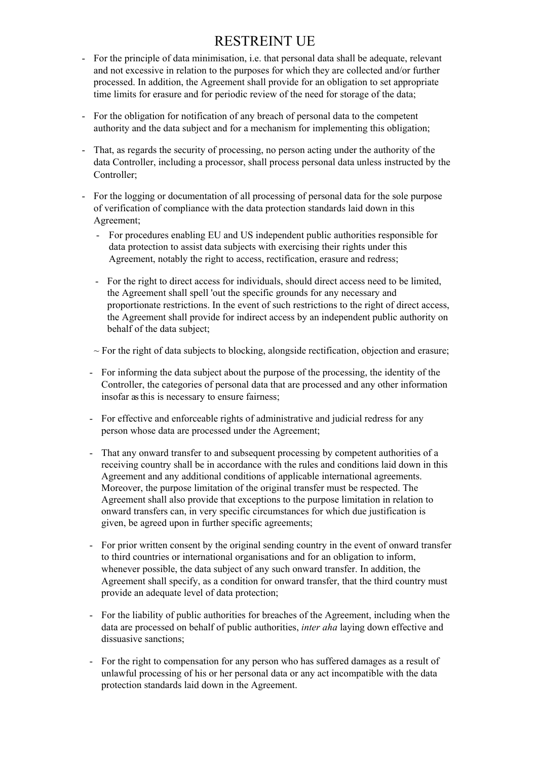- For the principle of data minimisation, i.e. that personal data shall be adequate, relevant and not excessive in relation to the purposes for which they are collected and/or further processed. In addition, the Agreement shall provide for an obligation to set appropriate time limits for erasure and for periodic review of the need for storage of the data;

- For the obligation for notification of any breach of personal data to the competent authority and the data subject and for a mechanism for implementing this obligation;

- That, as regards the security of processing, no person acting under the authority of the data Controller, including a processor, shall process personal data unless instructed by the Controller;

- For the logging or documentation of all processing of personal data for the sole purpose of verification of compliance with the data protection standards laid down in this Agreement;

- For procedures enabling EU and US independent public authorities responsible for data protection to assist data subjects with exercising their rights under this Agreement, notably the right to access, rectification, erasure and redress;

- For the right to direct access for individuals, should direct access need to be limited, the Agreement shall spell 'out the specific grounds for any necessary and proportionate restrictions. In the event of such restrictions to the right of direct access, the Agreement shall provide for indirect access by an independent public authority on behalf of the data subject;

~ For the right of data subjects to blocking, alongside rectification, objection and erasure;

- For informing the data subject about the purpose of the processing, the identity of the Controller, the categories of personal data that are processed and any other information insofar as this is necessary to ensure fairness;

- For effective and enforceable rights of administrative and judicial redress for any person whose data are processed under the Agreement;

- That any onward transfer to and subsequent processing by competent authorities of a receiving country shall be in accordance with the rules and conditions laid down in this Agreement and any additional conditions of applicable international agreements. Moreover, the purpose limitation of the original transfer must be respected. The Agreement shall also provide that exceptions to the purpose limitation in relation to onward transfers can, in very specific circumstances for which due justification is given, be agreed upon in further specific agreements;

- For prior written consent by the original sending country in the event of onward transfer to third countries or international organisations and for an obligation to inform, whenever possible, the data subject of any such onward transfer. In addition, the Agreement shall specify, as a condition for onward transfer, that the third country must provide an adequate level of data protection;

- For the liability of public authorities for breaches of the Agreement, including when the data are processed on behalf of public authorities, *inter aha* laying down effective and dissuasive sanctions;

- For the right to compensation for any person who has suffered damages as a result of unlawful processing of his or her personal data or any act incompatible with the data protection standards laid down in the Agreement.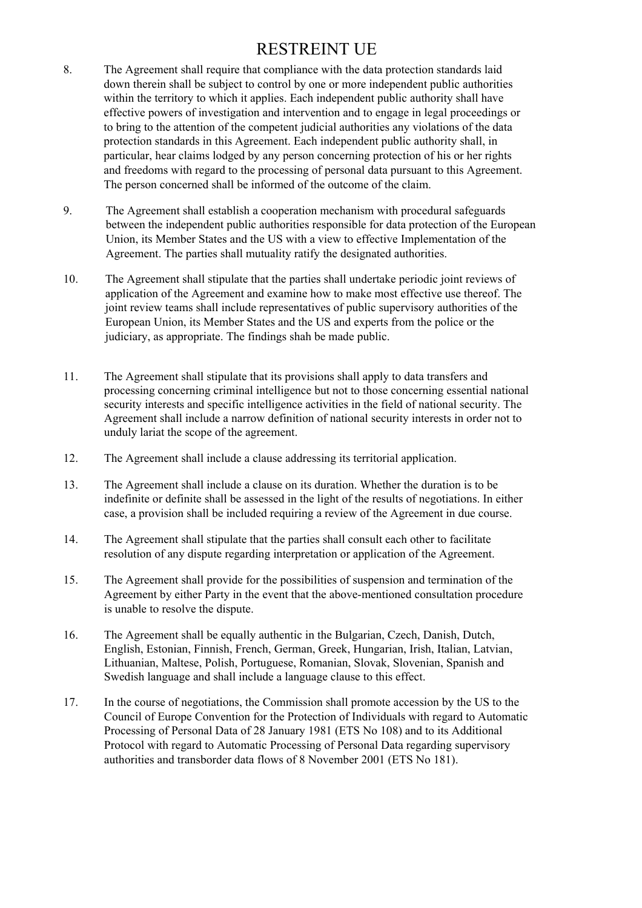RESTREINT UE

8. The Agreement shall require that compliance with the data protection standards laid down therein shall be subject to control by one or more independent public authorities within the territory to which it applies. Each independent public authority shall have effective powers of investigation and intervention and to engage in legal proceedings or to bring to the attention of the competent judicial authorities any violations of the data protection standards in this Agreement. Each independent public authority shall, in particular, hear claims lodged by any person concerning protection of his or her rights and freedoms with regard to the processing of personal data pursuant to this Agreement. The person concerned shall be informed of the outcome of the claim.

9. The Agreement shall establish a cooperation mechanism with procedural safeguards between the independent public authorities responsible for data protection of the European Union, its Member States and the US with a view to effective Implementation of the Agreement. The parties shall mutuality ratify the designated authorities.

10. The Agreement shall stipulate that the parties shall undertake periodic joint reviews of application of the Agreement and examine how to make most effective use thereof. The joint review teams shall include representatives of public supervisory authorities of the European Union, its Member States and the US and experts from the police or the judiciary, as appropriate. The findings shah be made public.

11. The Agreement shall stipulate that its provisions shall apply to data transfers and processing concerning criminal intelligence but not to those concerning essential national security interests and specific intelligence activities in the field of national security. The Agreement shall include a narrow definition of national security interests in order not to unduly lariat the scope of the agreement.

12. The Agreement shall include a clause addressing its territorial application.

13. The Agreement shall include a clause on its duration. Whether the duration is to be indefinite or definite shall be assessed in the light of the results of negotiations. In either case, a provision shall be included requiring a review of the Agreement in due course.

14. The Agreement shall stipulate that the parties shall consult each other to facilitate resolution of any dispute regarding interpretation or application of the Agreement.

15. The Agreement shall provide for the possibilities of suspension and termination of the Agreement by either Party in the event that the above-mentioned consultation procedure is unable to resolve the dispute.

16. The Agreement shall be equally authentic in the Bulgarian, Czech, Danish, Dutch, English, Estonian, Finnish, French, German, Greek, Hungarian, Irish, Italian, Latvian, Lithuanian, Maltese, Polish, Portuguese, Romanian, Slovak, Slovenian, Spanish and Swedish language and shall include a language clause to this effect.

17. In the course of negotiations, the Commission shall promote accession by the US to the Council of Europe Convention for the Protection of Individuals with regard to Automatic Processing of Personal Data of 28 January 1981 (ETS No 108) and to its Additional Protocol with regard to Automatic Processing of Personal Data regarding supervisory authorities and transborder data flows of 8 November 2001 (ETS No 181).